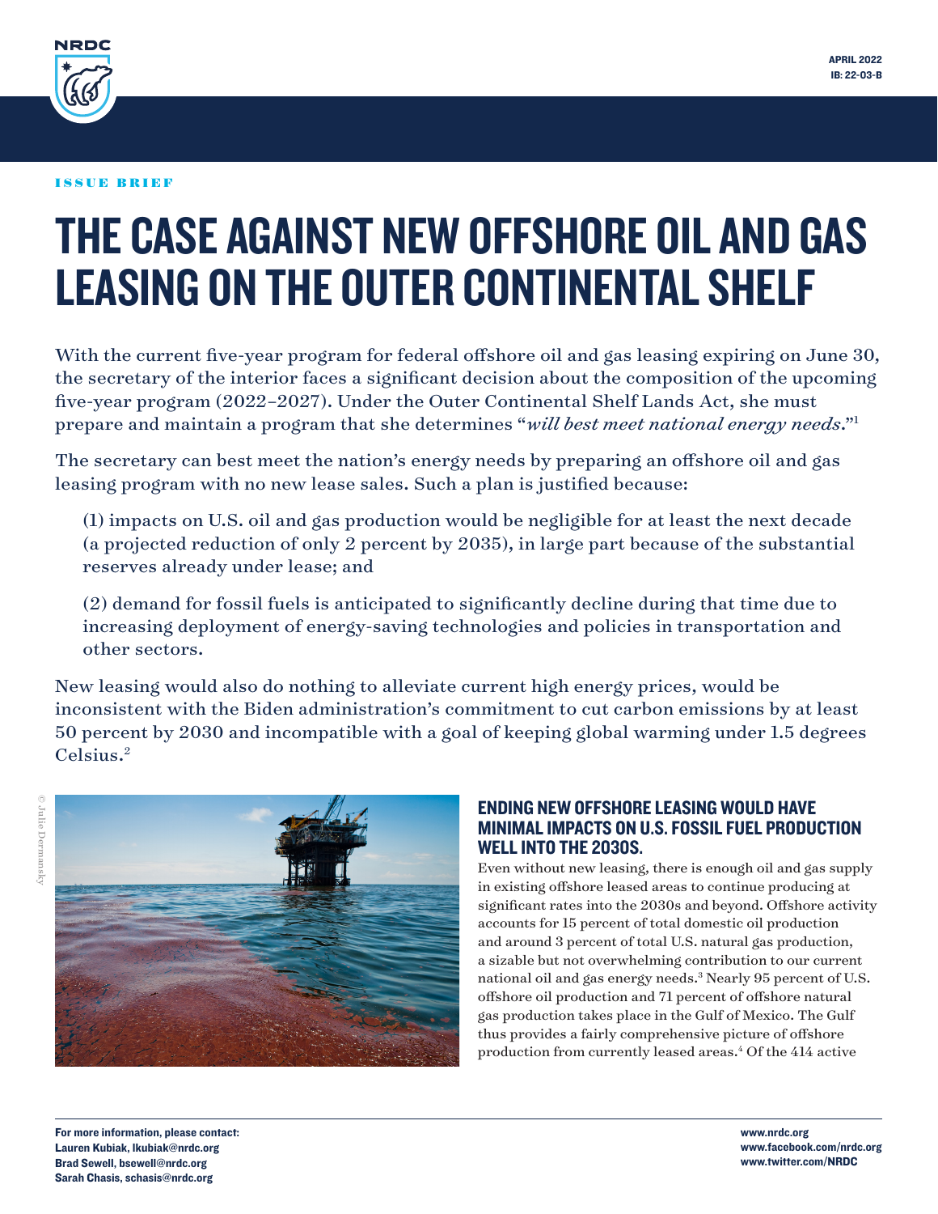NRDC

APRIL 2022
IB: 22-03-B

ISSUE BRIEF

# THE CASE AGAINST NEW OFFSHORE OIL AND GAS LEASING ON THE OUTER CONTINENTAL SHELF

With the current five-year program for federal offshore oil and gas leasing expiring on June 30, the secretary of the interior faces a significant decision about the composition of the upcoming five-year program (2022–2027). Under the Outer Continental Shelf Lands Act, she must prepare and maintain a program that she determines "*will best meet national energy needs*."[1]

The secretary can best meet the nation's energy needs by preparing an offshore oil and gas leasing program with no new lease sales. Such a plan is justified because:

(1) impacts on U.S. oil and gas production would be negligible for at least the next decade (a projected reduction of only 2 percent by 2035), in large part because of the substantial reserves already under lease; and

(2) demand for fossil fuels is anticipated to significantly decline during that time due to increasing deployment of energy-saving technologies and policies in transportation and other sectors.

New leasing would also do nothing to alleviate current high energy prices, would be inconsistent with the Biden administration's commitment to cut carbon emissions by at least 50 percent by 2030 and incompatible with a goal of keeping global warming under 1.5 degrees Celsius.[2]

© Julie Dermansky

## ENDING NEW OFFSHORE LEASING WOULD HAVE MINIMAL IMPACTS ON U.S. FOSSIL FUEL PRODUCTION WELL INTO THE 2030S.

Even without new leasing, there is enough oil and gas supply in existing offshore leased areas to continue producing at significant rates into the 2030s and beyond. Offshore activity accounts for 15 percent of total domestic oil production and around 3 percent of total U.S. natural gas production, a sizable but not overwhelming contribution to our current national oil and gas energy needs.[3] Nearly 95 percent of U.S. offshore oil production and 71 percent of offshore natural gas production takes place in the Gulf of Mexico. The Gulf thus provides a fairly comprehensive picture of offshore production from currently leased areas.[4] Of the 414 active

For more information, please contact:
Lauren Kubiak, lkubiak@nrdc.org
Brad Sewell, bsewell@nrdc.org
Sarah Chasis, schasis@nrdc.org

www.nrdc.org
www.facebook.com/nrdc.org
www.twitter.com/NRDC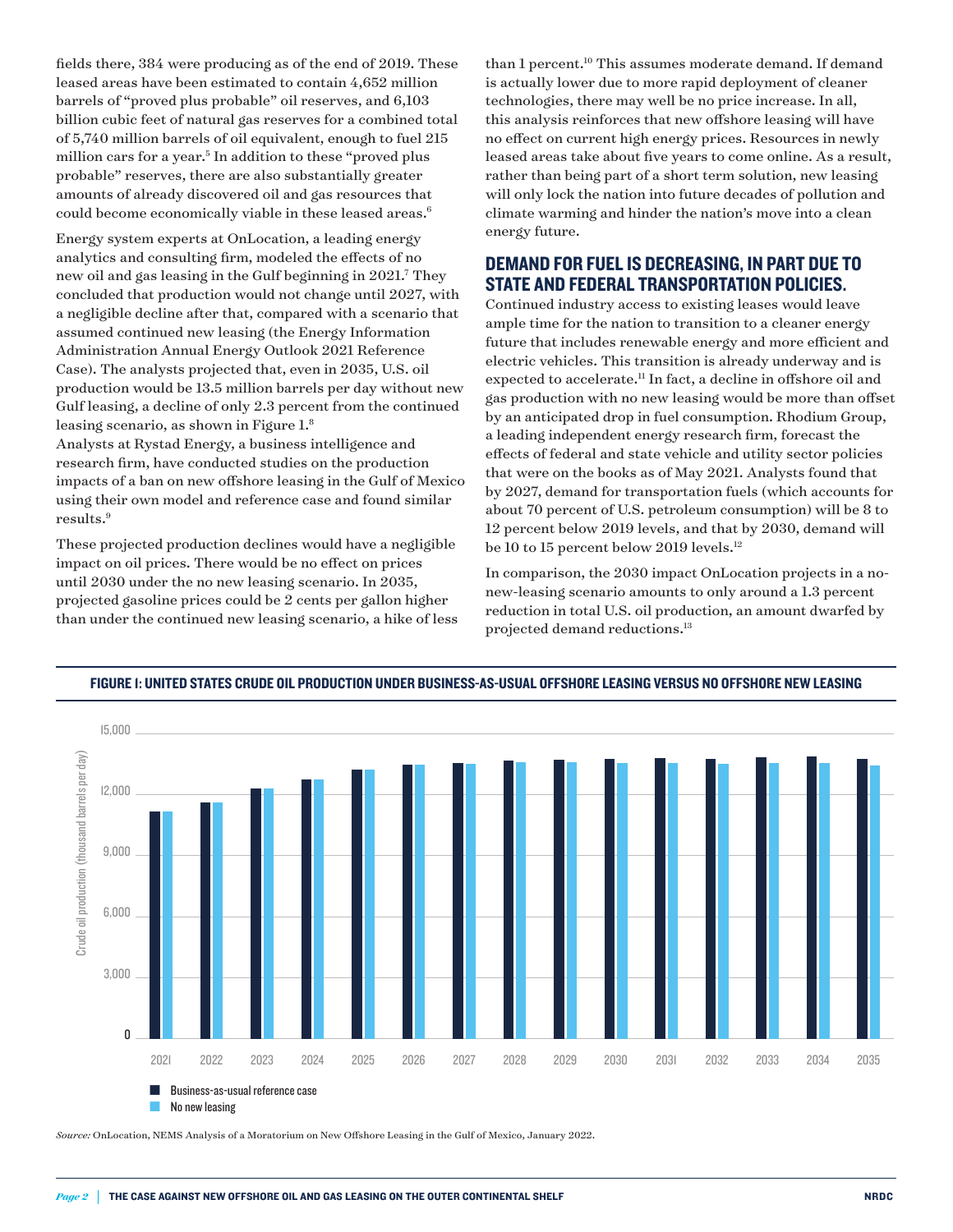fields there, 384 were producing as of the end of 2019. These leased areas have been estimated to contain 4,652 million barrels of "proved plus probable" oil reserves, and 6,103 billion cubic feet of natural gas reserves for a combined total of 5,740 million barrels of oil equivalent, enough to fuel 215 million cars for a year.[5] In addition to these "proved plus probable" reserves, there are also substantially greater amounts of already discovered oil and gas resources that could become economically viable in these leased areas.[6]

Energy system experts at OnLocation, a leading energy analytics and consulting firm, modeled the effects of no new oil and gas leasing in the Gulf beginning in 2021.[7] They concluded that production would not change until 2027, with a negligible decline after that, compared with a scenario that assumed continued new leasing (the Energy Information Administration Annual Energy Outlook 2021 Reference Case). The analysts projected that, even in 2035, U.S. oil production would be 13.5 million barrels per day without new Gulf leasing, a decline of only 2.3 percent from the continued leasing scenario, as shown in Figure 1.[8]

Analysts at Rystad Energy, a business intelligence and research firm, have conducted studies on the production impacts of a ban on new offshore leasing in the Gulf of Mexico using their own model and reference case and found similar results.[9]

These projected production declines would have a negligible impact on oil prices. There would be no effect on prices until 2030 under the no new leasing scenario. In 2035, projected gasoline prices could be 2 cents per gallon higher than under the continued new leasing scenario, a hike of less than 1 percent.[10] This assumes moderate demand. If demand is actually lower due to more rapid deployment of cleaner technologies, there may well be no price increase. In all, this analysis reinforces that new offshore leasing will have no effect on current high energy prices. Resources in newly leased areas take about five years to come online. As a result, rather than being part of a short term solution, new leasing will only lock the nation into future decades of pollution and climate warming and hinder the nation's move into a clean energy future.

## DEMAND FOR FUEL IS DECREASING, IN PART DUE TO STATE AND FEDERAL TRANSPORTATION POLICIES.

Continued industry access to existing leases would leave ample time for the nation to transition to a cleaner energy future that includes renewable energy and more efficient and electric vehicles. This transition is already underway and is expected to accelerate.[11] In fact, a decline in offshore oil and gas production with no new leasing would be more than offset by an anticipated drop in fuel consumption. Rhodium Group, a leading independent energy research firm, forecast the effects of federal and state vehicle and utility sector policies that were on the books as of May 2021. Analysts found that by 2027, demand for transportation fuels (which accounts for about 70 percent of U.S. petroleum consumption) will be 8 to 12 percent below 2019 levels, and that by 2030, demand will be 10 to 15 percent below 2019 levels.[12]

In comparison, the 2030 impact OnLocation projects in a no-new-leasing scenario amounts to only around a 1.3 percent reduction in total U.S. oil production, an amount dwarfed by projected demand reductions.[13]

**FIGURE 1: UNITED STATES CRUDE OIL PRODUCTION UNDER BUSINESS-AS-USUAL OFFSHORE LEASING VERSUS NO OFFSHORE NEW LEASING**

*Source:* OnLocation, NEMS Analysis of a Moratorium on New Offshore Leasing in the Gulf of Mexico, January 2022.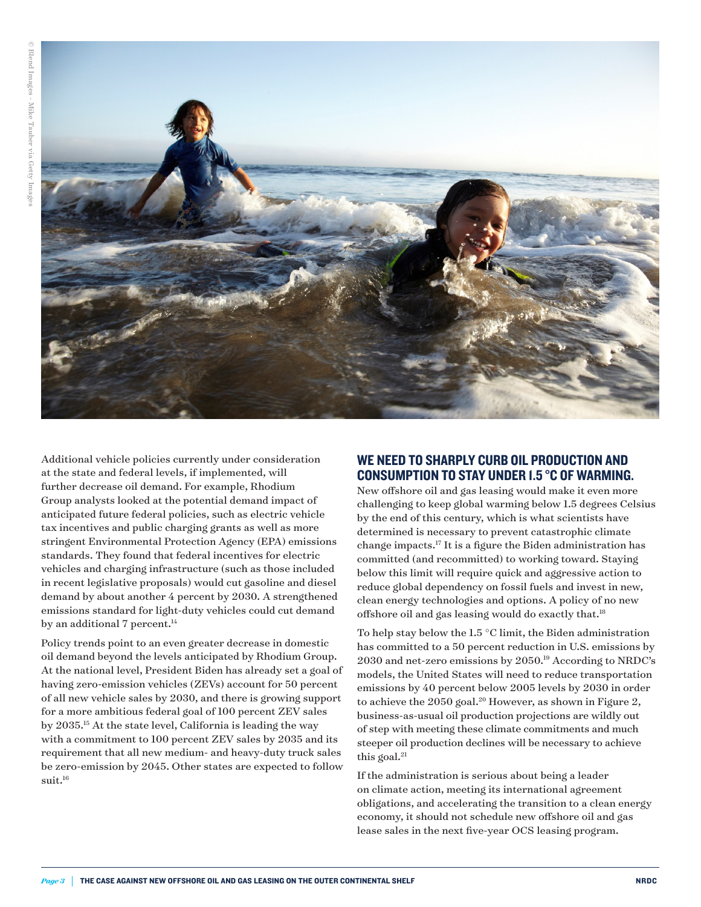Additional vehicle policies currently under consideration at the state and federal levels, if implemented, will further decrease oil demand. For example, Rhodium Group analysts looked at the potential demand impact of anticipated future federal policies, such as electric vehicle tax incentives and public charging grants as well as more stringent Environmental Protection Agency (EPA) emissions standards. They found that federal incentives for electric vehicles and charging infrastructure (such as those included in recent legislative proposals) would cut gasoline and diesel demand by about another 4 percent by 2030. A strengthened emissions standard for light-duty vehicles could cut demand by an additional 7 percent.[14]

Policy trends point to an even greater decrease in domestic oil demand beyond the levels anticipated by Rhodium Group. At the national level, President Biden has already set a goal of having zero-emission vehicles (ZEVs) account for 50 percent of all new vehicle sales by 2030, and there is growing support for a more ambitious federal goal of 100 percent ZEV sales by 2035.[15] At the state level, California is leading the way with a commitment to 100 percent ZEV sales by 2035 and its requirement that all new medium- and heavy-duty truck sales be zero-emission by 2045. Other states are expected to follow suit.[16]

## WE NEED TO SHARPLY CURB OIL PRODUCTION AND CONSUMPTION TO STAY UNDER 1.5 °C OF WARMING.

New offshore oil and gas leasing would make it even more challenging to keep global warming below 1.5 degrees Celsius by the end of this century, which is what scientists have determined is necessary to prevent catastrophic climate change impacts.[17] It is a figure the Biden administration has committed (and recommitted) to working toward. Staying below this limit will require quick and aggressive action to reduce global dependency on fossil fuels and invest in new, clean energy technologies and options. A policy of no new offshore oil and gas leasing would do exactly that.[18]

To help stay below the 1.5 °C limit, the Biden administration has committed to a 50 percent reduction in U.S. emissions by 2030 and net-zero emissions by 2050.[19] According to NRDC's models, the United States will need to reduce transportation emissions by 40 percent below 2005 levels by 2030 in order to achieve the 2050 goal.[20] However, as shown in Figure 2, business-as-usual oil production projections are wildly out of step with meeting these climate commitments and much steeper oil production declines will be necessary to achieve this goal.[21]

If the administration is serious about being a leader on climate action, meeting its international agreement obligations, and accelerating the transition to a clean energy economy, it should not schedule new offshore oil and gas lease sales in the next five-year OCS leasing program.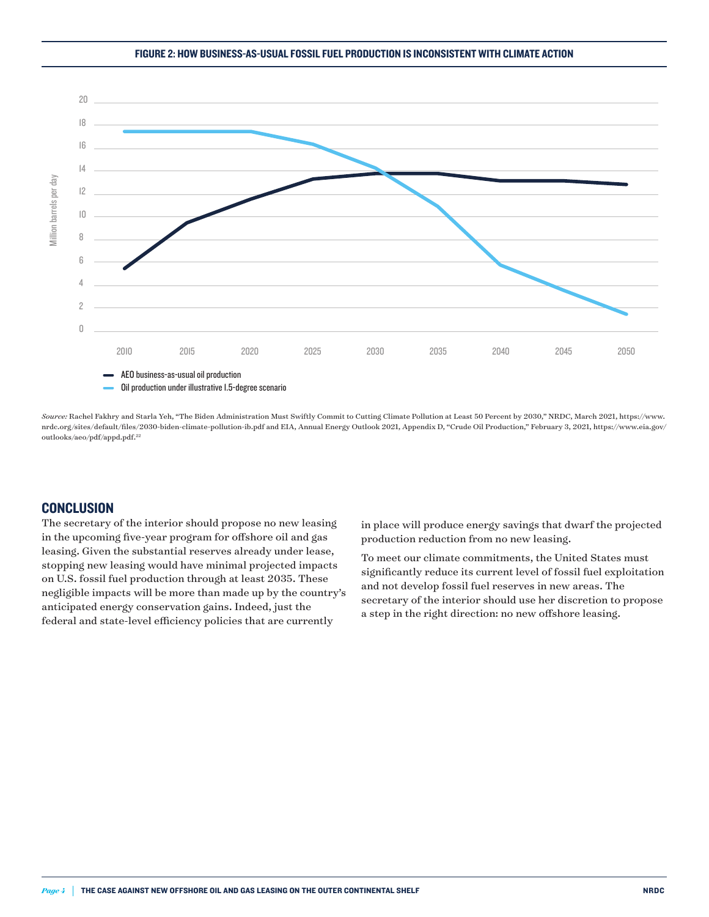**FIGURE 2: HOW BUSINESS-AS-USUAL FOSSIL FUEL PRODUCTION IS INCONSISTENT WITH CLIMATE ACTION**

*Source:* Rachel Fakhry and Starla Yeh, "The Biden Administration Must Swiftly Commit to Cutting Climate Pollution at Least 50 Percent by 2030," NRDC, March 2021, https://www.nrdc.org/sites/default/files/2030-biden-climate-pollution-ib.pdf and EIA, Annual Energy Outlook 2021, Appendix D, "Crude Oil Production," February 3, 2021, https://www.eia.gov/outlooks/aeo/pdf/appd.pdf.[22]

## CONCLUSION

The secretary of the interior should propose no new leasing in the upcoming five-year program for offshore oil and gas leasing. Given the substantial reserves already under lease, stopping new leasing would have minimal projected impacts on U.S. fossil fuel production through at least 2035. These negligible impacts will be more than made up by the country's anticipated energy conservation gains. Indeed, just the federal and state-level efficiency policies that are currently in place will produce energy savings that dwarf the projected production reduction from no new leasing.

To meet our climate commitments, the United States must significantly reduce its current level of fossil fuel exploitation and not develop fossil fuel reserves in new areas. The secretary of the interior should use her discretion to propose a step in the right direction: no new offshore leasing.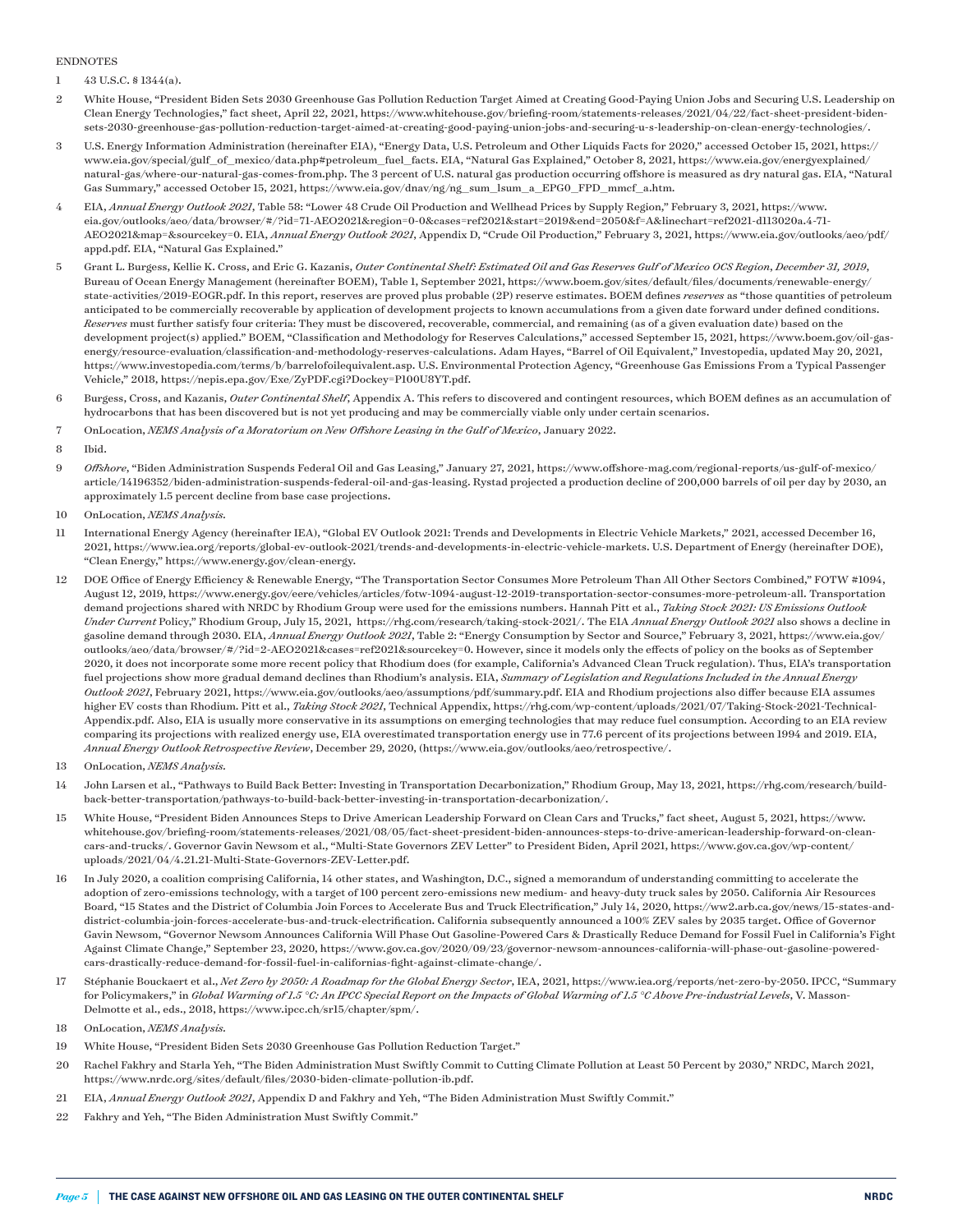ENDNOTES

1 43 U.S.C. § 1344(a).

2 White House, "President Biden Sets 2030 Greenhouse Gas Pollution Reduction Target Aimed at Creating Good-Paying Union Jobs and Securing U.S. Leadership on Clean Energy Technologies," fact sheet, April 22, 2021, https://www.whitehouse.gov/briefing-room/statements-releases/2021/04/22/fact-sheet-president-biden-sets-2030-greenhouse-gas-pollution-reduction-target-aimed-at-creating-good-paying-union-jobs-and-securing-u-s-leadership-on-clean-energy-technologies/.

3 U.S. Energy Information Administration (hereinafter EIA), "Energy Data, U.S. Petroleum and Other Liquids Facts for 2020," accessed October 15, 2021, https://www.eia.gov/special/gulf_of_mexico/data.php#petroleum_fuel_facts. EIA, "Natural Gas Explained," October 8, 2021, https://www.eia.gov/energyexplained/natural-gas/where-our-natural-gas-comes-from.php. The 3 percent of U.S. natural gas production occurring offshore is measured as dry natural gas. EIA, "Natural Gas Summary," accessed October 15, 2021, https://www.eia.gov/dnav/ng/ng_sum_lsum_a_EPG0_FPD_mmcf_a.htm.

4 EIA, *Annual Energy Outlook 2021*, Table 58: "Lower 48 Crude Oil Production and Wellhead Prices by Supply Region," February 3, 2021, https://www.eia.gov/outlooks/aeo/data/browser/#/?id=71-AEO2021&region=0-0&cases=ref2021&start=2019&end=2050&f=A&linechart=ref2021-d113020a.4-71-AEO2021&map=&sourcekey=0. EIA, *Annual Energy Outlook 2021*, Appendix D, "Crude Oil Production," February 3, 2021, https://www.eia.gov/outlooks/aeo/pdf/appd.pdf. EIA, "Natural Gas Explained."

5 Grant L. Burgess, Kellie K. Cross, and Eric G. Kazanis, *Outer Continental Shelf: Estimated Oil and Gas Reserves Gulf of Mexico OCS Region, December 31, 2019*, Bureau of Ocean Energy Management (hereinafter BOEM), Table 1, September 2021, https://www.boem.gov/sites/default/files/documents/renewable-energy/state-activities/2019-EOGR.pdf. In this report, reserves are proved plus probable (2P) reserve estimates. BOEM defines *reserves* as "those quantities of petroleum anticipated to be commercially recoverable by application of development projects to known accumulations from a given date forward under defined conditions. *Reserves* must further satisfy four criteria: They must be discovered, recoverable, commercial, and remaining (as of a given evaluation date) based on the development project(s) applied." BOEM, "Classification and Methodology for Reserves Calculations," accessed September 15, 2021, https://www.boem.gov/oil-gas-energy/resource-evaluation/classification-and-methodology-reserves-calculations. Adam Hayes, "Barrel of Oil Equivalent," Investopedia, updated May 20, 2021, https://www.investopedia.com/terms/b/barrelofoilequivalent.asp. U.S. Environmental Protection Agency, "Greenhouse Gas Emissions From a Typical Passenger Vehicle," 2018, https://nepis.epa.gov/Exe/ZyPDF.cgi?Dockey=P100U8YT.pdf.

6 Burgess, Cross, and Kazanis, *Outer Continental Shelf*, Appendix A. This refers to discovered and contingent resources, which BOEM defines as an accumulation of hydrocarbons that has been discovered but is not yet producing and may be commercially viable only under certain scenarios.

7 OnLocation, *NEMS Analysis of a Moratorium on New Offshore Leasing in the Gulf of Mexico*, January 2022.

8 Ibid.

9 *Offshore*, "Biden Administration Suspends Federal Oil and Gas Leasing," January 27, 2021, https://www.offshore-mag.com/regional-reports/us-gulf-of-mexico/article/14196352/biden-administration-suspends-federal-oil-and-gas-leasing. Rystad projected a production decline of 200,000 barrels of oil per day by 2030, an approximately 1.5 percent decline from base case projections.

10 OnLocation, *NEMS Analysis*.

11 International Energy Agency (hereinafter IEA), "Global EV Outlook 2021: Trends and Developments in Electric Vehicle Markets," 2021, accessed December 16, 2021, https://www.iea.org/reports/global-ev-outlook-2021/trends-and-developments-in-electric-vehicle-markets. U.S. Department of Energy (hereinafter DOE), "Clean Energy," https://www.energy.gov/clean-energy.

12 DOE Office of Energy Efficiency & Renewable Energy, "The Transportation Sector Consumes More Petroleum Than All Other Sectors Combined," FOTW #1094, August 12, 2019, https://www.energy.gov/eere/vehicles/articles/fotw-1094-august-12-2019-transportation-sector-consumes-more-petroleum-all. Transportation demand projections shared with NRDC by Rhodium Group were used for the emissions numbers. Hannah Pitt et al., *Taking Stock 2021: US Emissions Outlook Under Current* Policy," Rhodium Group, July 15, 2021, https://rhg.com/research/taking-stock-2021/. The EIA *Annual Energy Outlook 2021* also shows a decline in gasoline demand through 2030. EIA, *Annual Energy Outlook 2021*, Table 2: "Energy Consumption by Sector and Source," February 3, 2021, https://www.eia.gov/outlooks/aeo/data/browser/#/?id=2-AEO2021&cases=ref2021&sourcekey=0. However, since it models only the effects of policy on the books as of September 2020, it does not incorporate some more recent policy that Rhodium does (for example, California's Advanced Clean Truck regulation). Thus, EIA's transportation fuel projections show more gradual demand declines than Rhodium's analysis. EIA, *Summary of Legislation and Regulations Included in the Annual Energy Outlook 2021*, February 2021, https://www.eia.gov/outlooks/aeo/assumptions/pdf/summary.pdf. EIA and Rhodium projections also differ because EIA assumes higher EV costs than Rhodium. Pitt et al., *Taking Stock 2021*, Technical Appendix, https://rhg.com/wp-content/uploads/2021/07/Taking-Stock-2021-Technical-Appendix.pdf. Also, EIA is usually more conservative in its assumptions on emerging technologies that may reduce fuel consumption. According to an EIA review comparing its projections with realized energy use, EIA overestimated transportation energy use in 77.6 percent of its projections between 1994 and 2019. EIA, *Annual Energy Outlook Retrospective Review*, December 29, 2020, (https://www.eia.gov/outlooks/aeo/retrospective/.

13 OnLocation, *NEMS Analysis*.

14 John Larsen et al., "Pathways to Build Back Better: Investing in Transportation Decarbonization," Rhodium Group, May 13, 2021, https://rhg.com/research/build-back-better-transportation/pathways-to-build-back-better-investing-in-transportation-decarbonization/.

15 White House, "President Biden Announces Steps to Drive American Leadership Forward on Clean Cars and Trucks," fact sheet, August 5, 2021, https://www.whitehouse.gov/briefing-room/statements-releases/2021/08/05/fact-sheet-president-biden-announces-steps-to-drive-american-leadership-forward-on-clean-cars-and-trucks/. Governor Gavin Newsom et al., "Multi-State Governors ZEV Letter" to President Biden, April 2021, https://www.gov.ca.gov/wp-content/uploads/2021/04/4.21.21-Multi-State-Governors-ZEV-Letter.pdf.

16 In July 2020, a coalition comprising California, 14 other states, and Washington, D.C., signed a memorandum of understanding committing to accelerate the adoption of zero-emissions technology, with a target of 100 percent zero-emissions new medium- and heavy-duty truck sales by 2050. California Air Resources Board, "15 States and the District of Columbia Join Forces to Accelerate Bus and Truck Electrification," July 14, 2020, https://ww2.arb.ca.gov/news/15-states-and-district-columbia-join-forces-accelerate-bus-and-truck-electrification. California subsequently announced a 100% ZEV sales by 2035 target. Office of Governor Gavin Newsom, "Governor Newsom Announces California Will Phase Out Gasoline-Powered Cars & Drastically Reduce Demand for Fossil Fuel in California's Fight Against Climate Change," September 23, 2020, https://www.gov.ca.gov/2020/09/23/governor-newsom-announces-california-will-phase-out-gasoline-powered-cars-drastically-reduce-demand-for-fossil-fuel-in-californias-fight-against-climate-change/.

17 Stéphanie Bouckaert et al., *Net Zero by 2050: A Roadmap for the Global Energy Sector*, IEA, 2021, https://www.iea.org/reports/net-zero-by-2050. IPCC, "Summary for Policymakers," in *Global Warming of 1.5 °C: An IPCC Special Report on the Impacts of Global Warming of 1.5 °C Above Pre-industrial Levels*, V. Masson-Delmotte et al., eds., 2018, https://www.ipcc.ch/sr15/chapter/spm/.

18 OnLocation, *NEMS Analysis*.

19 White House, "President Biden Sets 2030 Greenhouse Gas Pollution Reduction Target."

20 Rachel Fakhry and Starla Yeh, "The Biden Administration Must Swiftly Commit to Cutting Climate Pollution at Least 50 Percent by 2030," NRDC, March 2021, https://www.nrdc.org/sites/default/files/2030-biden-climate-pollution-ib.pdf.

21 EIA, *Annual Energy Outlook 2021*, Appendix D and Fakhry and Yeh, "The Biden Administration Must Swiftly Commit."

22 Fakhry and Yeh, "The Biden Administration Must Swiftly Commit."